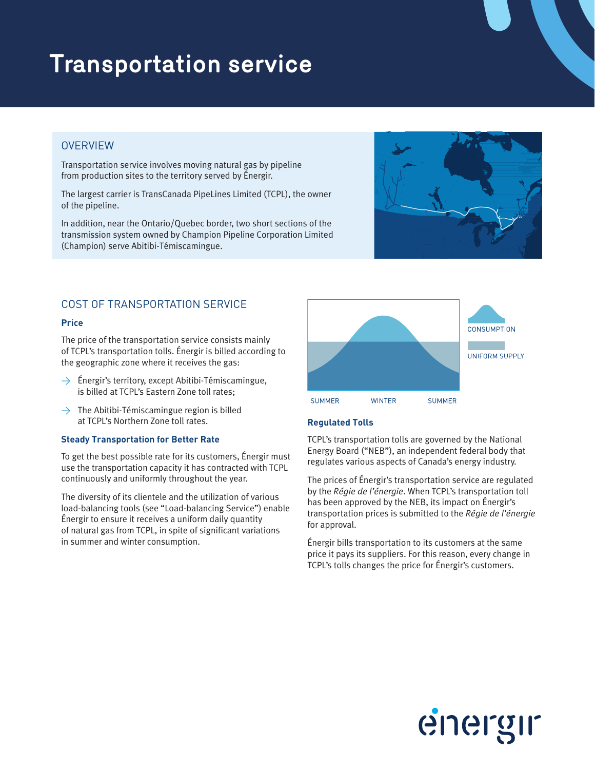# Transportation service

## OVERVIEW

Transportation service involves moving natural gas by pipeline from production sites to the territory served by Énergir.

The largest carrier is TransCanada PipeLines Limited (TCPL), the owner of the pipeline.

In addition, near the Ontario/Quebec border, two short sections of the transmission system owned by Champion Pipeline Corporation Limited (Champion) serve Abitibi-Témiscamingue.

## COST OF TRANSPORTATION SERVICE

### Price

The price of the transportation service consists mainly of TCPL's transportation tolls. Énergir is billed according to the geographic zone where it receives the gas:

- Énergir's territory, except Abitibi-Témiscamingue, is billed at TCPL's Eastern Zone toll rates;
- The Abitibi-Témiscamingue region is billed at TCPL's Northern Zone toll rates.

### Steady Transportation for Better Rate

To get the best possible rate for its customers, Énergir must use the transportation capacity it has contracted with TCPL continuously and uniformly throughout the year.

The diversity of its clientele and the utilization of various load-balancing tools (see "Load-balancing Service") enable Énergir to ensure it receives a uniform daily quantity of natural gas from TCPL, in spite of significant variations in summer and winter consumption.

CONSUMPTION

UNIFORM SUPPLY

SUMMER WINTER SUMMER

### Regulated Tolls

TCPL's transportation tolls are governed by the National Energy Board ("NEB"), an independent federal body that regulates various aspects of Canada's energy industry.

The prices of Énergir's transportation service are regulated by the *Régie de l'énergie*. When TCPL's transportation toll has been approved by the NEB, its impact on Énergir's transportation prices is submitted to the *Régie de l'énergie* for approval.

Énergir bills transportation to its customers at the same price it pays its suppliers. For this reason, every change in TCPL's tolls changes the price for Énergir's customers.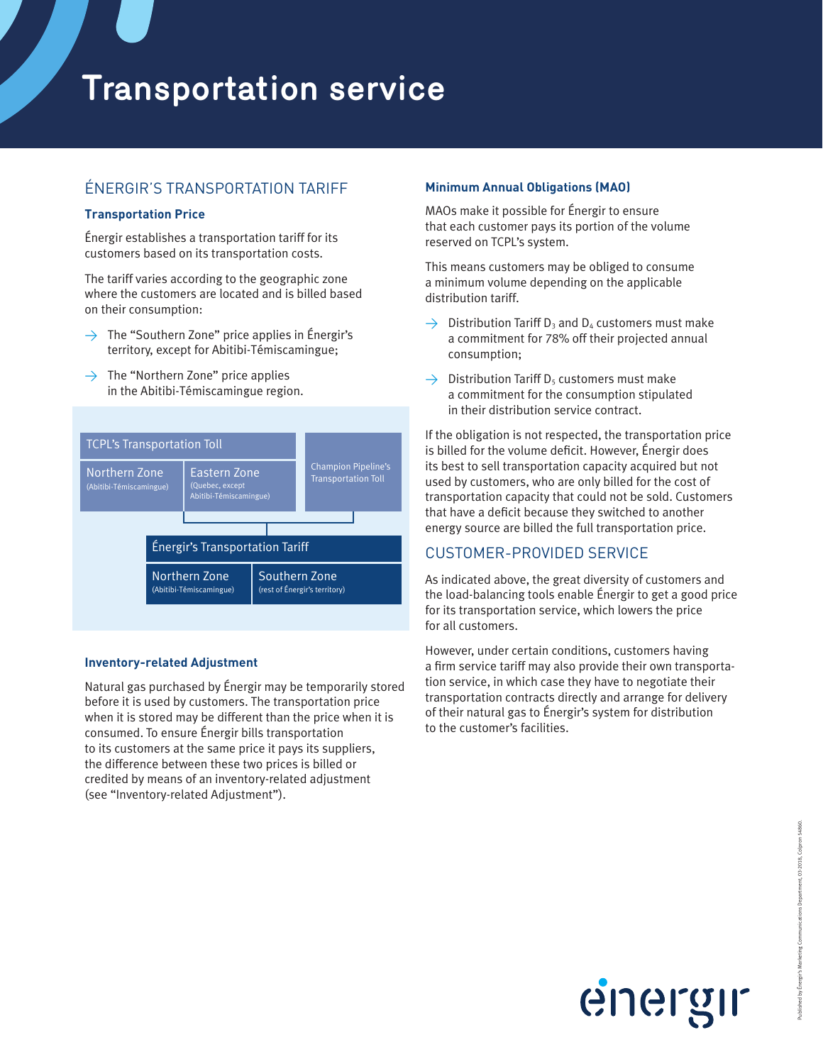# Transportation service

## ÉNERGIR'S TRANSPORTATION TARIFF

### Transportation Price

Énergir establishes a transportation tariff for its customers based on its transportation costs.

The tariff varies according to the geographic zone where the customers are located and is billed based on their consumption:

- The "Southern Zone" price applies in Énergir's territory, except for Abitibi-Témiscamingue;
- The "Northern Zone" price applies in the Abitibi-Témiscamingue region.

TCPL's Transportation Toll

Northern Zone
(Abitibi-Témiscamingue)

Eastern Zone
(Quebec, except Abitibi-Témiscamingue)

Champion Pipeline's Transportation Toll

Énergir's Transportation Tariff

Northern Zone
(Abitibi-Témiscamingue)

Southern Zone
(rest of Énergir's territory)

### Inventory-related Adjustment

Natural gas purchased by Énergir may be temporarily stored before it is used by customers. The transportation price when it is stored may be different than the price when it is consumed. To ensure Énergir bills transportation to its customers at the same price it pays its suppliers, the difference between these two prices is billed or credited by means of an inventory-related adjustment (see "Inventory-related Adjustment").

### Minimum Annual Obligations (MAO)

MAOs make it possible for Énergir to ensure that each customer pays its portion of the volume reserved on TCPL's system.

This means customers may be obliged to consume a minimum volume depending on the applicable distribution tariff.

- Distribution Tariff $D_3$ and $D_4$ customers must make a commitment for 78% off their projected annual consumption;
- Distribution Tariff $D_5$ customers must make a commitment for the consumption stipulated in their distribution service contract.

If the obligation is not respected, the transportation price is billed for the volume deficit. However, Énergir does its best to sell transportation capacity acquired but not used by customers, who are only billed for the cost of transportation capacity that could not be sold. Customers that have a deficit because they switched to another energy source are billed the full transportation price.

## CUSTOMER-PROVIDED SERVICE

As indicated above, the great diversity of customers and the load-balancing tools enable Énergir to get a good price for its transportation service, which lowers the price for all customers.

However, under certain conditions, customers having a firm service tariff may also provide their own transportation service, in which case they have to negotiate their transportation contracts directly and arrange for delivery of their natural gas to Énergir's system for distribution to the customer's facilities.